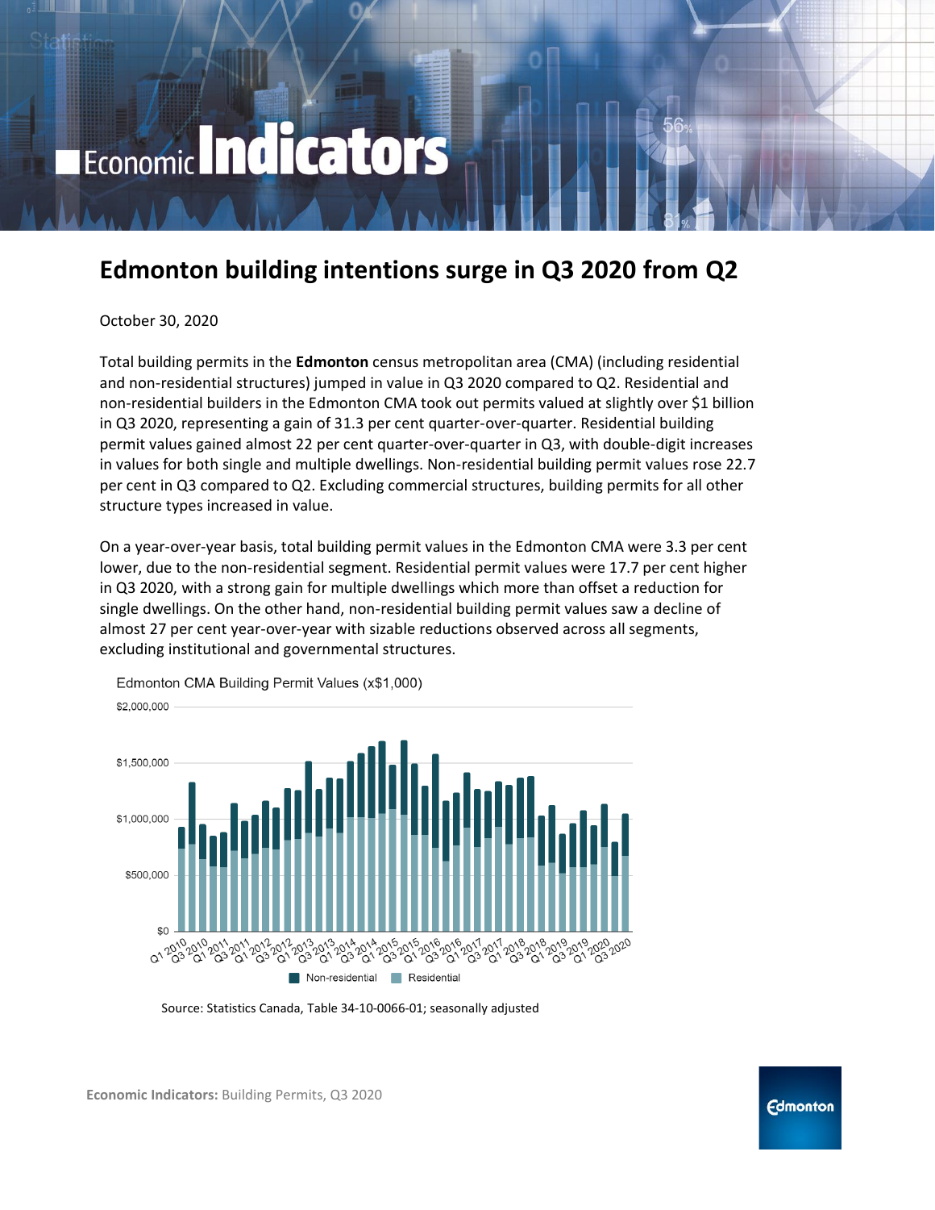# Economic Indicators

## Edmonton building intentions surge in Q3 2020 from Q2

October 30, 2020

Total building permits in the **Edmonton** census metropolitan area (CMA) (including residential and non-residential structures) jumped in value in Q3 2020 compared to Q2. Residential and non-residential builders in the Edmonton CMA took out permits valued at slightly over $1 billion in Q3 2020, representing a gain of 31.3 per cent quarter-over-quarter. Residential building permit values gained almost 22 per cent quarter-over-quarter in Q3, with double-digit increases in values for both single and multiple dwellings. Non-residential building permit values rose 22.7 per cent in Q3 compared to Q2. Excluding commercial structures, building permits for all other structure types increased in value.

On a year-over-year basis, total building permit values in the Edmonton CMA were 3.3 per cent lower, due to the non-residential segment. Residential permit values were 17.7 per cent higher in Q3 2020, with a strong gain for multiple dwellings which more than offset a reduction for single dwellings. On the other hand, non-residential building permit values saw a decline of almost 27 per cent year-over-year with sizable reductions observed across all segments, excluding institutional and governmental structures.

Edmonton CMA Building Permit Values (x$1,000)

Source: Statistics Canada, Table 34-10-0066-01; seasonally adjusted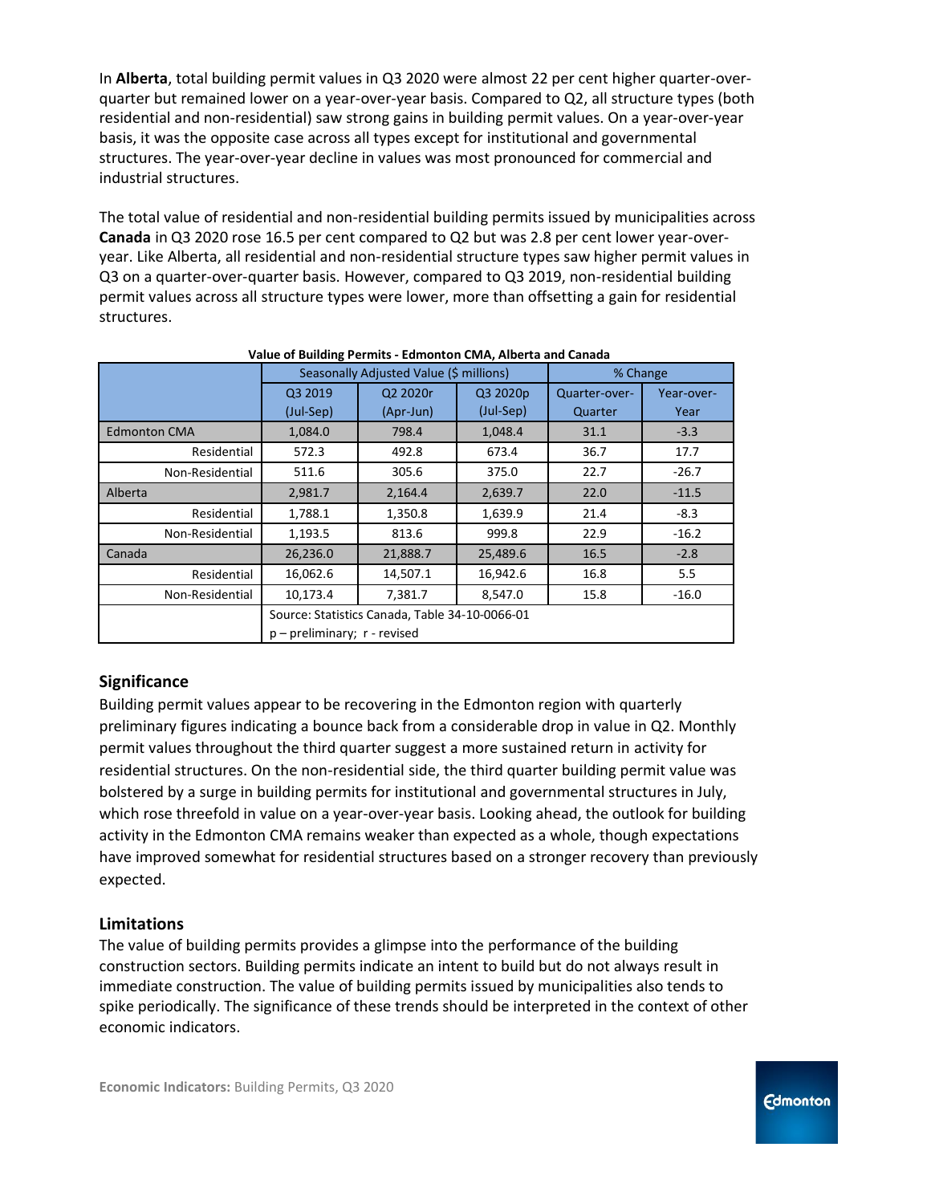In **Alberta**, total building permit values in Q3 2020 were almost 22 per cent higher quarter-over-quarter but remained lower on a year-over-year basis. Compared to Q2, all structure types (both residential and non-residential) saw strong gains in building permit values. On a year-over-year basis, it was the opposite case across all types except for institutional and governmental structures. The year-over-year decline in values was most pronounced for commercial and industrial structures.

The total value of residential and non-residential building permits issued by municipalities across **Canada** in Q3 2020 rose 16.5 per cent compared to Q2 but was 2.8 per cent lower year-over-year. Like Alberta, all residential and non-residential structure types saw higher permit values in Q3 on a quarter-over-quarter basis. However, compared to Q3 2019, non-residential building permit values across all structure types were lower, more than offsetting a gain for residential structures.

**Value of Building Permits - Edmonton CMA, Alberta and Canada**

| | Seasonally Adjusted Value ($ millions) | | | % Change | |
|---|---|---|---|---|---|
| | Q3 2019 (Jul-Sep) | Q2 2020r (Apr-Jun) | Q3 2020p (Jul-Sep) | Quarter-over-Quarter | Year-over-Year |
| Edmonton CMA | 1,084.0 | 798.4 | 1,048.4 | 31.1 | -3.3 |
| Residential | 572.3 | 492.8 | 673.4 | 36.7 | 17.7 |
| Non-Residential | 511.6 | 305.6 | 375.0 | 22.7 | -26.7 |
| Alberta | 2,981.7 | 2,164.4 | 2,639.7 | 22.0 | -11.5 |
| Residential | 1,788.1 | 1,350.8 | 1,639.9 | 21.4 | -8.3 |
| Non-Residential | 1,193.5 | 813.6 | 999.8 | 22.9 | -16.2 |
| Canada | 26,236.0 | 21,888.7 | 25,489.6 | 16.5 | -2.8 |
| Residential | 16,062.6 | 14,507.1 | 16,942.6 | 16.8 | 5.5 |
| Non-Residential | 10,173.4 | 7,381.7 | 8,547.0 | 15.8 | -16.0 |
| | Source: Statistics Canada, Table 34-10-0066-01<br>p – preliminary; r - revised | | | | |

## Significance

Building permit values appear to be recovering in the Edmonton region with quarterly preliminary figures indicating a bounce back from a considerable drop in value in Q2. Monthly permit values throughout the third quarter suggest a more sustained return in activity for residential structures. On the non-residential side, the third quarter building permit value was bolstered by a surge in building permits for institutional and governmental structures in July, which rose threefold in value on a year-over-year basis. Looking ahead, the outlook for building activity in the Edmonton CMA remains weaker than expected as a whole, though expectations have improved somewhat for residential structures based on a stronger recovery than previously expected.

## Limitations

The value of building permits provides a glimpse into the performance of the building construction sectors. Building permits indicate an intent to build but do not always result in immediate construction. The value of building permits issued by municipalities also tends to spike periodically. The significance of these trends should be interpreted in the context of other economic indicators.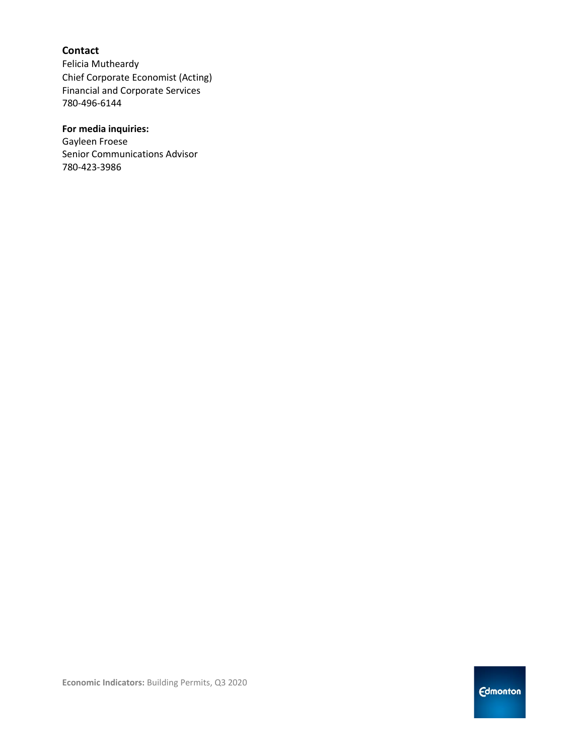**Contact**
Felicia Mutheardy
Chief Corporate Economist (Acting)
Financial and Corporate Services
780-496-6144

**For media inquiries:**
Gayleen Froese
Senior Communications Advisor
780-423-3986